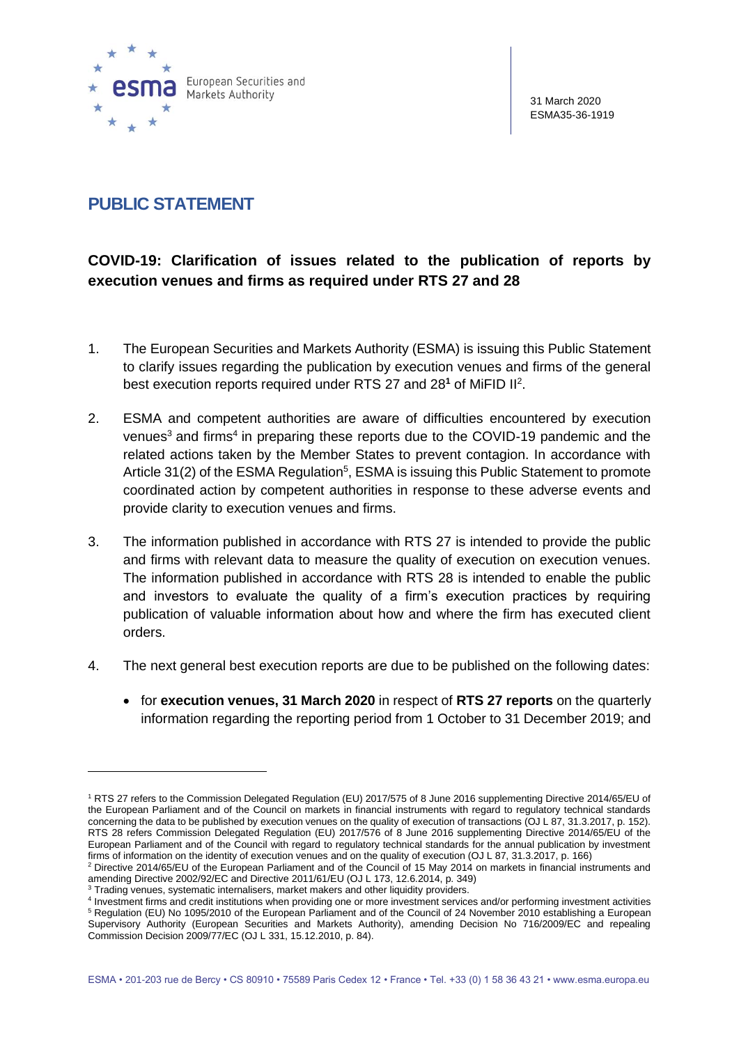31 March 2020
ESMA35-36-1919

# PUBLIC STATEMENT

## COVID-19: Clarification of issues related to the publication of reports by execution venues and firms as required under RTS 27 and 28

1. The European Securities and Markets Authority (ESMA) is issuing this Public Statement to clarify issues regarding the publication by execution venues and firms of the general best execution reports required under RTS 27 and 28[1] of MiFID II[2].

2. ESMA and competent authorities are aware of difficulties encountered by execution venues[3] and firms[4] in preparing these reports due to the COVID-19 pandemic and the related actions taken by the Member States to prevent contagion. In accordance with Article 31(2) of the ESMA Regulation[5], ESMA is issuing this Public Statement to promote coordinated action by competent authorities in response to these adverse events and provide clarity to execution venues and firms.

3. The information published in accordance with RTS 27 is intended to provide the public and firms with relevant data to measure the quality of execution on execution venues. The information published in accordance with RTS 28 is intended to enable the public and investors to evaluate the quality of a firm's execution practices by requiring publication of valuable information about how and where the firm has executed client orders.

4. The next general best execution reports are due to be published on the following dates:

   - for **execution venues, 31 March 2020** in respect of **RTS 27 reports** on the quarterly information regarding the reporting period from 1 October to 31 December 2019; and

---

[1] RTS 27 refers to the Commission Delegated Regulation (EU) 2017/575 of 8 June 2016 supplementing Directive 2014/65/EU of the European Parliament and of the Council on markets in financial instruments with regard to regulatory technical standards concerning the data to be published by execution venues on the quality of execution of transactions (OJ L 87, 31.3.2017, p. 152). RTS 28 refers Commission Delegated Regulation (EU) 2017/576 of 8 June 2016 supplementing Directive 2014/65/EU of the European Parliament and of the Council with regard to regulatory technical standards for the annual publication by investment firms of information on the identity of execution venues and on the quality of execution (OJ L 87, 31.3.2017, p. 166)

[2] Directive 2014/65/EU of the European Parliament and of the Council of 15 May 2014 on markets in financial instruments and amending Directive 2002/92/EC and Directive 2011/61/EU (OJ L 173, 12.6.2014, p. 349)

[3] Trading venues, systematic internalisers, market makers and other liquidity providers.

[4] Investment firms and credit institutions when providing one or more investment services and/or performing investment activities

[5] Regulation (EU) No 1095/2010 of the European Parliament and of the Council of 24 November 2010 establishing a European Supervisory Authority (European Securities and Markets Authority), amending Decision No 716/2009/EC and repealing Commission Decision 2009/77/EC (OJ L 331, 15.12.2010, p. 84).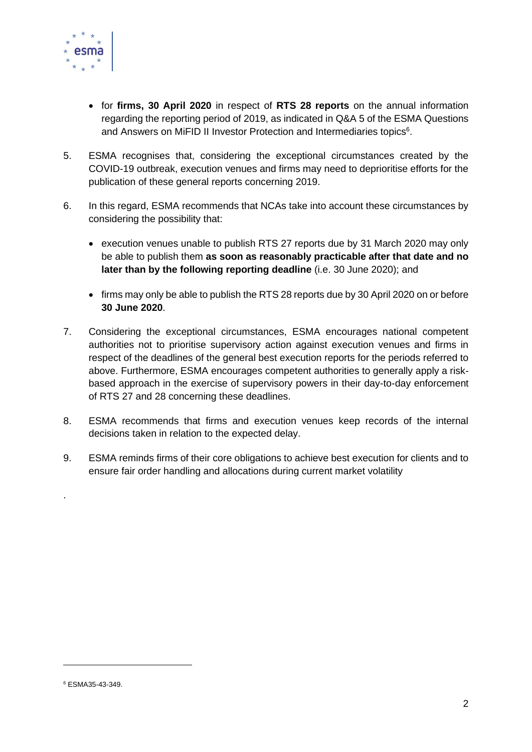- for **firms, 30 April 2020** in respect of **RTS 28 reports** on the annual information regarding the reporting period of 2019, as indicated in Q&A 5 of the ESMA Questions and Answers on MiFID II Investor Protection and Intermediaries topics[6].

5. ESMA recognises that, considering the exceptional circumstances created by the COVID-19 outbreak, execution venues and firms may need to deprioritise efforts for the publication of these general reports concerning 2019.

6. In this regard, ESMA recommends that NCAs take into account these circumstances by considering the possibility that:

   - execution venues unable to publish RTS 27 reports due by 31 March 2020 may only be able to publish them **as soon as reasonably practicable after that date and no later than by the following reporting deadline** (i.e. 30 June 2020); and

   - firms may only be able to publish the RTS 28 reports due by 30 April 2020 on or before **30 June 2020**.

7. Considering the exceptional circumstances, ESMA encourages national competent authorities not to prioritise supervisory action against execution venues and firms in respect of the deadlines of the general best execution reports for the periods referred to above. Furthermore, ESMA encourages competent authorities to generally apply a risk-based approach in the exercise of supervisory powers in their day-to-day enforcement of RTS 27 and 28 concerning these deadlines.

8. ESMA recommends that firms and execution venues keep records of the internal decisions taken in relation to the expected delay.

9. ESMA reminds firms of their core obligations to achieve best execution for clients and to ensure fair order handling and allocations during current market volatility

.

[6] ESMA35-43-349.